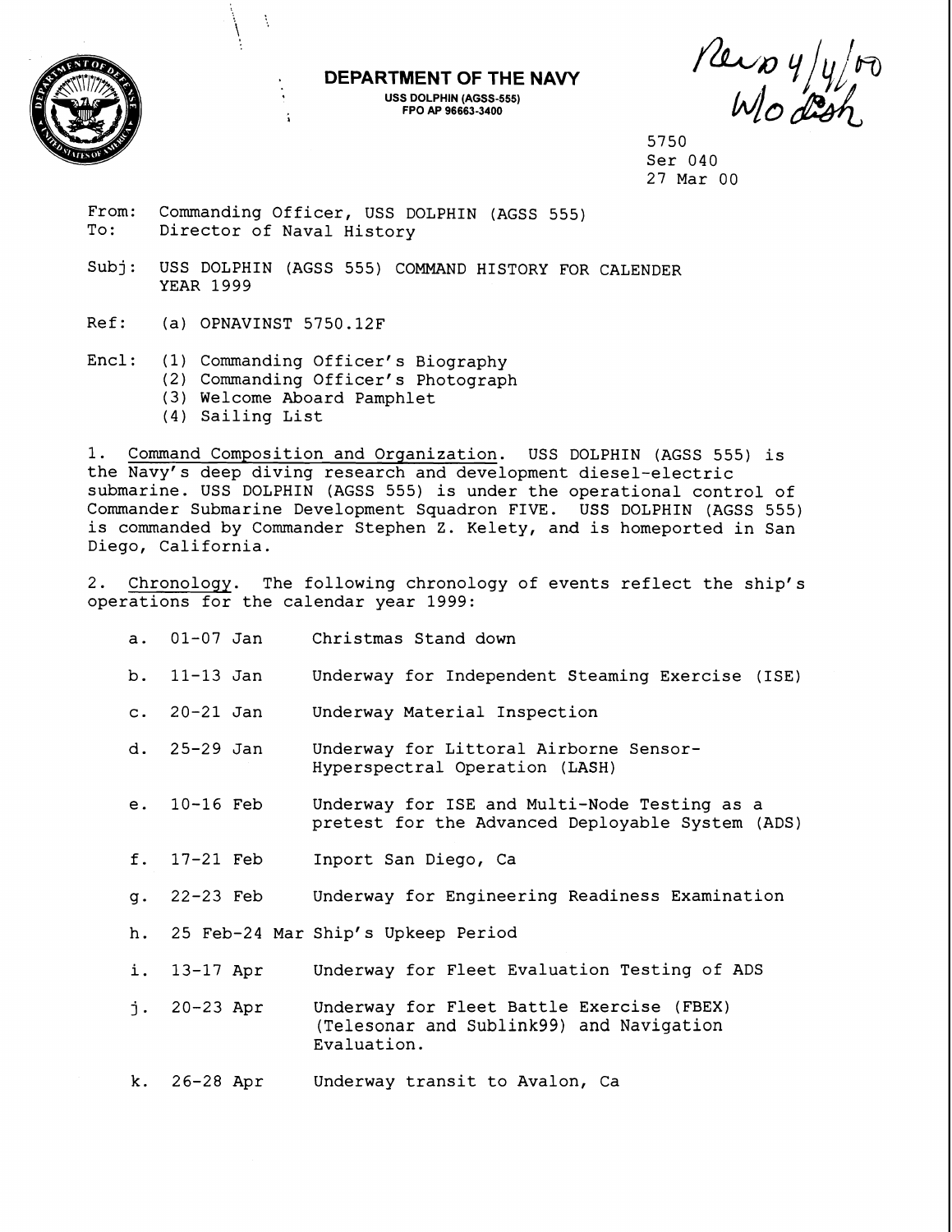**DEPARTMENT OF THE NAVY**
USS DOLPHIN (AGSS-555)
FPO AP 96663-3400

Rec'd 4/4/00
W/o dish

5750
Ser 040
27 Mar 00

From: Commanding Officer, USS DOLPHIN (AGSS 555)
To: Director of Naval History

Subj: USS DOLPHIN (AGSS 555) COMMAND HISTORY FOR CALENDER YEAR 1999

Ref: (a) OPNAVINST 5750.12F

Encl: (1) Commanding Officer's Biography
(2) Commanding Officer's Photograph
(3) Welcome Aboard Pamphlet
(4) Sailing List

1. Command Composition and Organization. USS DOLPHIN (AGSS 555) is the Navy's deep diving research and development diesel-electric submarine. USS DOLPHIN (AGSS 555) is under the operational control of Commander Submarine Development Squadron FIVE. USS DOLPHIN (AGSS 555) is commanded by Commander Stephen Z. Kelety, and is homeported in San Diego, California.

2. Chronology. The following chronology of events reflect the ship's operations for the calendar year 1999:

a. 01-07 Jan Christmas Stand down

b. 11-13 Jan Underway for Independent Steaming Exercise (ISE)

c. 20-21 Jan Underway Material Inspection

d. 25-29 Jan Underway for Littoral Airborne Sensor-Hyperspectral Operation (LASH)

e. 10-16 Feb Underway for ISE and Multi-Node Testing as a pretest for the Advanced Deployable System (ADS)

f. 17-21 Feb Inport San Diego, Ca

g. 22-23 Feb Underway for Engineering Readiness Examination

h. 25 Feb-24 Mar Ship's Upkeep Period

i. 13-17 Apr Underway for Fleet Evaluation Testing of ADS

j. 20-23 Apr Underway for Fleet Battle Exercise (FBEX) (Telesonar and Sublink99) and Navigation Evaluation.

k. 26-28 Apr Underway transit to Avalon, Ca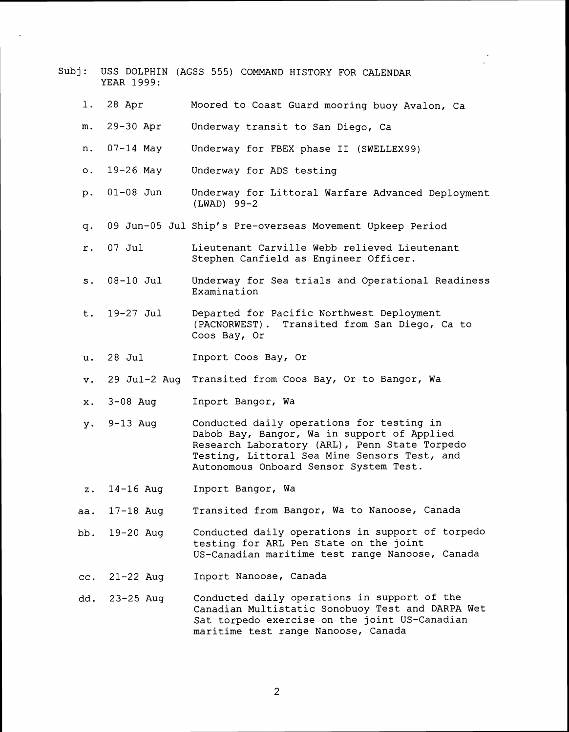Subj: USS DOLPHIN (AGSS 555) COMMAND HISTORY FOR CALENDAR YEAR 1999:

l. 28 Apr — Moored to Coast Guard mooring buoy Avalon, Ca

m. 29-30 Apr — Underway transit to San Diego, Ca

n. 07-14 May — Underway for FBEX phase II (SWELLEX99)

o. 19-26 May — Underway for ADS testing

p. 01-08 Jun — Underway for Littoral Warfare Advanced Deployment (LWAD) 99-2

q. 09 Jun-05 Jul — Ship's Pre-overseas Movement Upkeep Period

r. 07 Jul — Lieutenant Carville Webb relieved Lieutenant Stephen Canfield as Engineer Officer.

s. 08-10 Jul — Underway for Sea trials and Operational Readiness Examination

t. 19-27 Jul — Departed for Pacific Northwest Deployment (PACNORWEST). Transited from San Diego, Ca to Coos Bay, Or

u. 28 Jul — Inport Coos Bay, Or

v. 29 Jul-2 Aug — Transited from Coos Bay, Or to Bangor, Wa

x. 3-08 Aug — Inport Bangor, Wa

y. 9-13 Aug — Conducted daily operations for testing in Dabob Bay, Bangor, Wa in support of Applied Research Laboratory (ARL), Penn State Torpedo Testing, Littoral Sea Mine Sensors Test, and Autonomous Onboard Sensor System Test.

z. 14-16 Aug — Inport Bangor, Wa

aa. 17-18 Aug — Transited from Bangor, Wa to Nanoose, Canada

bb. 19-20 Aug — Conducted daily operations in support of torpedo testing for ARL Pen State on the joint US-Canadian maritime test range Nanoose, Canada

cc. 21-22 Aug — Inport Nanoose, Canada

dd. 23-25 Aug — Conducted daily operations in support of the Canadian Multistatic Sonobuoy Test and DARPA Wet Sat torpedo exercise on the joint US-Canadian maritime test range Nanoose, Canada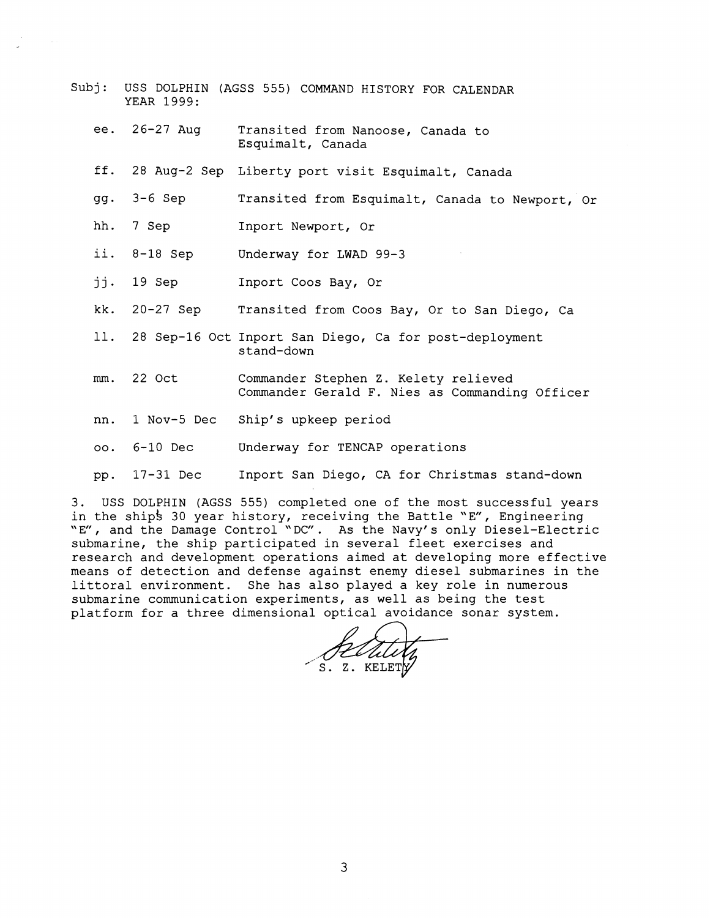Subj: USS DOLPHIN (AGSS 555) COMMAND HISTORY FOR CALENDAR YEAR 1999:

| | | |
|---|---|---|
| ee. | 26-27 Aug | Transited from Nanoose, Canada to Esquimalt, Canada |
| ff. | 28 Aug-2 Sep | Liberty port visit Esquimalt, Canada |
| gg. | 3-6 Sep | Transited from Esquimalt, Canada to Newport, Or |
| hh. | 7 Sep | Inport Newport, Or |
| ii. | 8-18 Sep | Underway for LWAD 99-3 |
| jj. | 19 Sep | Inport Coos Bay, Or |
| kk. | 20-27 Sep | Transited from Coos Bay, Or to San Diego, Ca |
| ll. | 28 Sep-16 Oct | Inport San Diego, Ca for post-deployment stand-down |
| mm. | 22 Oct | Commander Stephen Z. Kelety relieved Commander Gerald F. Nies as Commanding Officer |
| nn. | 1 Nov-5 Dec | Ship's upkeep period |
| oo. | 6-10 Dec | Underway for TENCAP operations |
| pp. | 17-31 Dec | Inport San Diego, CA for Christmas stand-down |

3. USS DOLPHIN (AGSS 555) completed one of the most successful years in the ship's 30 year history, receiving the Battle "E", Engineering "E", and the Damage Control "DC". As the Navy's only Diesel-Electric submarine, the ship participated in several fleet exercises and research and development operations aimed at developing more effective means of detection and defense against enemy diesel submarines in the littoral environment. She has also played a key role in numerous submarine communication experiments, as well as being the test platform for a three dimensional optical avoidance sonar system.

S. Z. KELETY